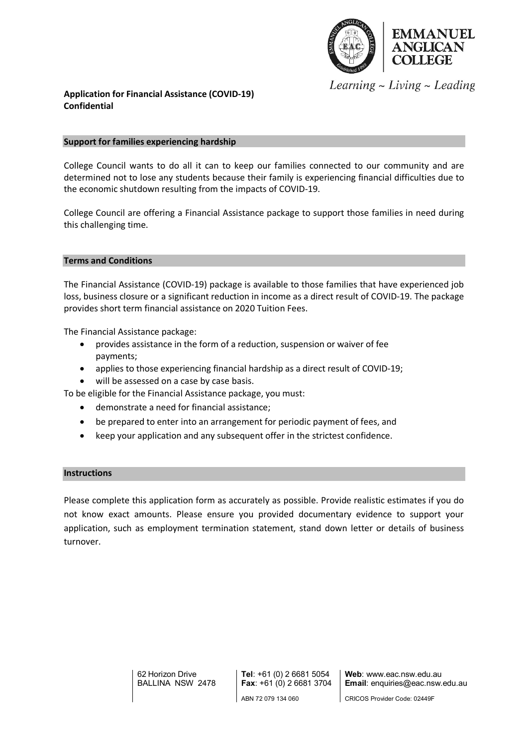**EMMANUEL ANGLICAN COLLEGE**

*Learning ~ Living ~ Leading*

# Application for Financial Assistance (COVID-19)
**Confidential**

## Support for families experiencing hardship

College Council wants to do all it can to keep our families connected to our community and are determined not to lose any students because their family is experiencing financial difficulties due to the economic shutdown resulting from the impacts of COVID-19.

College Council are offering a Financial Assistance package to support those families in need during this challenging time.

## Terms and Conditions

The Financial Assistance (COVID-19) package is available to those families that have experienced job loss, business closure or a significant reduction in income as a direct result of COVID-19. The package provides short term financial assistance on 2020 Tuition Fees.

The Financial Assistance package:

- provides assistance in the form of a reduction, suspension or waiver of fee payments;
- applies to those experiencing financial hardship as a direct result of COVID-19;
- will be assessed on a case by case basis.

To be eligible for the Financial Assistance package, you must:

- demonstrate a need for financial assistance;
- be prepared to enter into an arrangement for periodic payment of fees, and
- keep your application and any subsequent offer in the strictest confidence.

## Instructions

Please complete this application form as accurately as possible. Provide realistic estimates if you do not know exact amounts. Please ensure you provided documentary evidence to support your application, such as employment termination statement, stand down letter or details of business turnover.

62 Horizon Drive
BALLINA NSW 2478

**Tel**: +61 (0) 2 6681 5054
**Fax**: +61 (0) 2 6681 3704
ABN 72 079 134 060

**Web**: www.eac.nsw.edu.au
**Email**: enquiries@eac.nsw.edu.au
CRICOS Provider Code: 02449F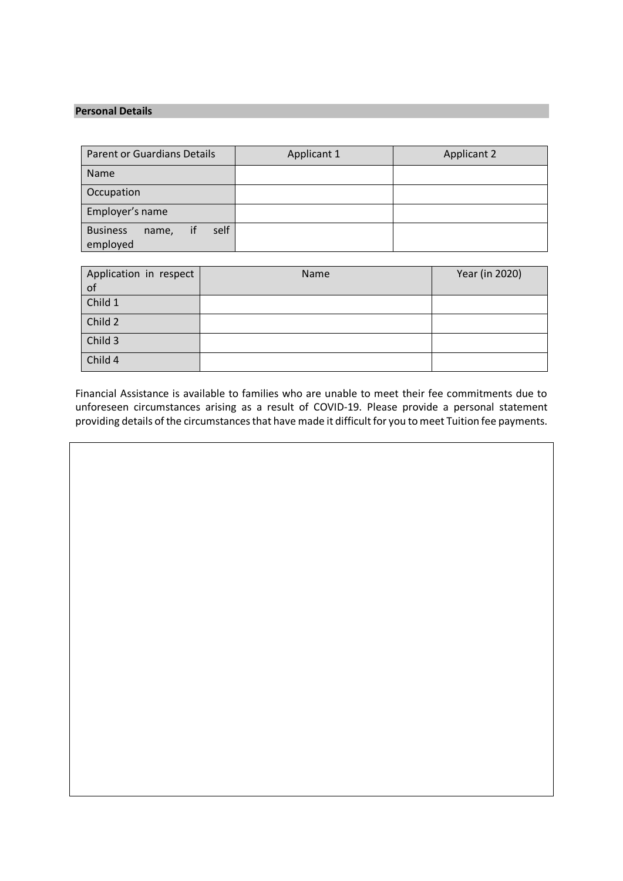## Personal Details

| Parent or Guardians Details | Applicant 1 | Applicant 2 |
|---|---|---|
| Name | | |
| Occupation | | |
| Employer's name | | |
| Business name, if self employed | | |

| Application in respect of | Name | Year (in 2020) |
|---|---|---|
| Child 1 | | |
| Child 2 | | |
| Child 3 | | |
| Child 4 | | |

Financial Assistance is available to families who are unable to meet their fee commitments due to unforeseen circumstances arising as a result of COVID-19. Please provide a personal statement providing details of the circumstances that have made it difficult for you to meet Tuition fee payments.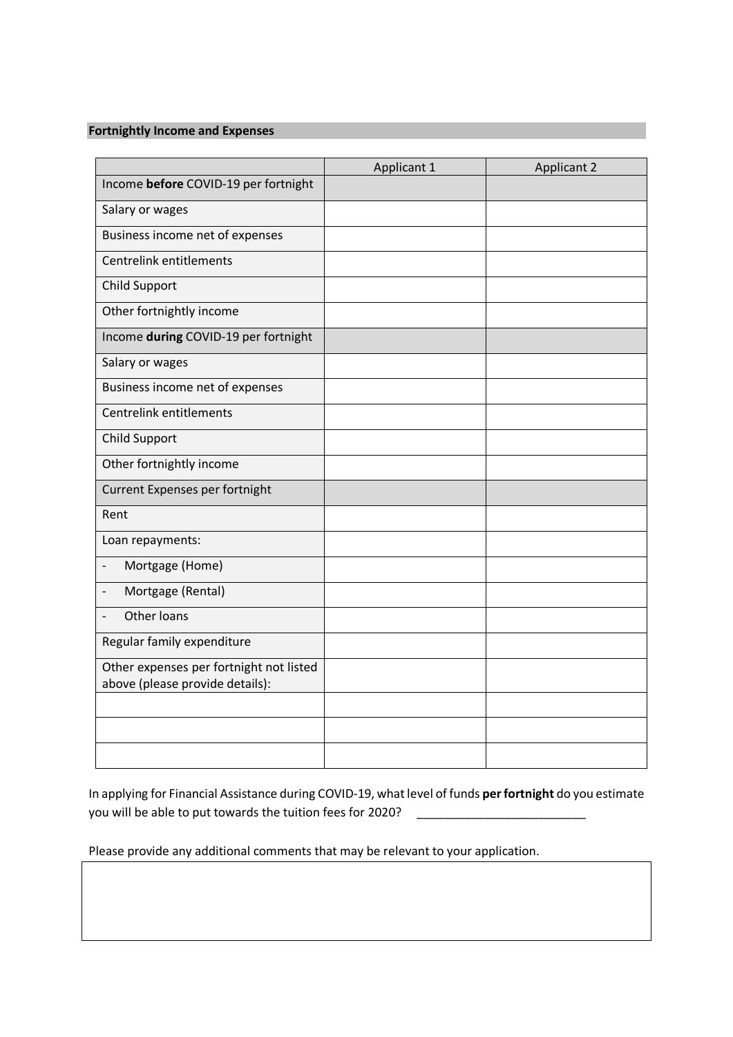### Fortnightly Income and Expenses

| | Applicant 1 | Applicant 2 |
|---|---|---|
| Income **before** COVID-19 per fortnight | | |
| Salary or wages | | |
| Business income net of expenses | | |
| Centrelink entitlements | | |
| Child Support | | |
| Other fortnightly income | | |
| Income **during** COVID-19 per fortnight | | |
| Salary or wages | | |
| Business income net of expenses | | |
| Centrelink entitlements | | |
| Child Support | | |
| Other fortnightly income | | |
| Current Expenses per fortnight | | |
| Rent | | |
| Loan repayments: | | |
| - Mortgage (Home) | | |
| - Mortgage (Rental) | | |
| - Other loans | | |
| Regular family expenditure | | |
| Other expenses per fortnight not listed above (please provide details): | | |
| | | |
| | | |
| | | |

In applying for Financial Assistance during COVID-19, what level of funds **per fortnight** do you estimate you will be able to put towards the tuition fees for 2020? ________________________

Please provide any additional comments that may be relevant to your application.

| |
|---|
| |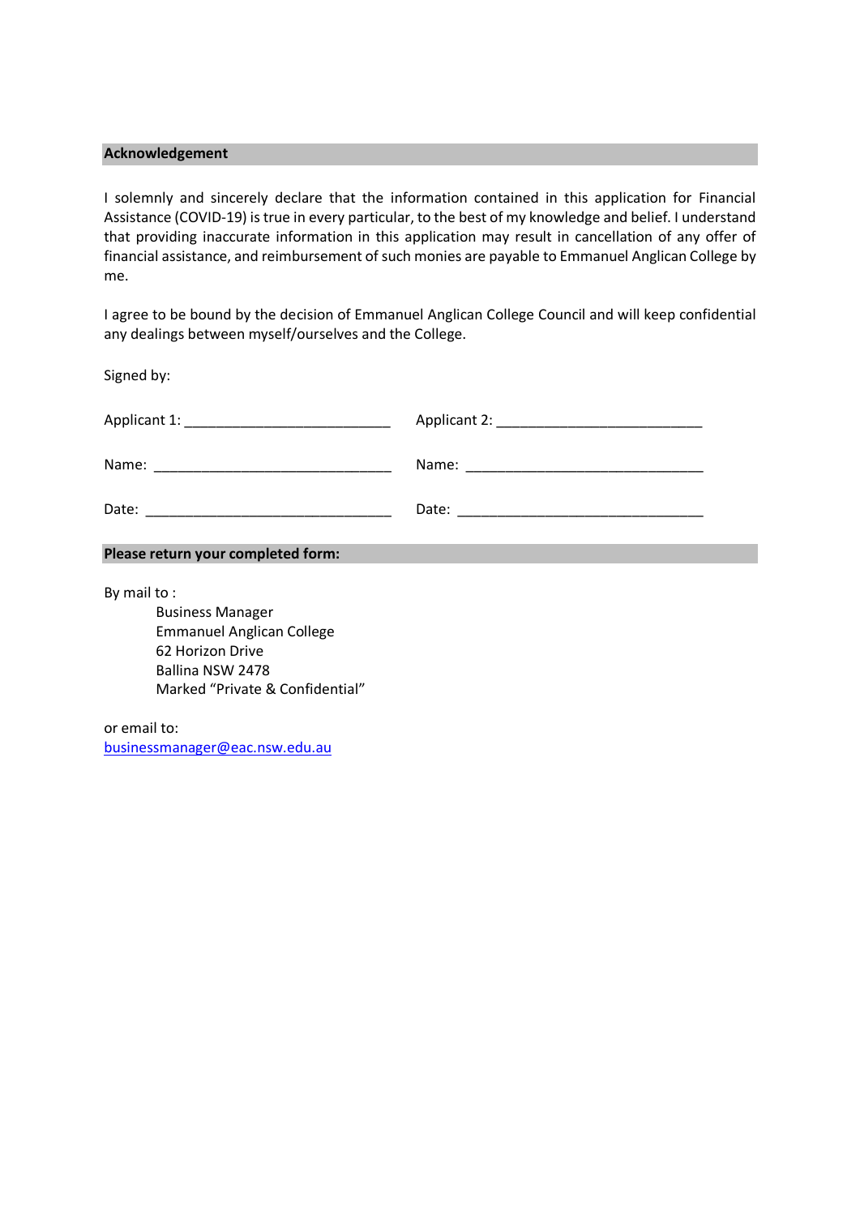## Acknowledgement

I solemnly and sincerely declare that the information contained in this application for Financial Assistance (COVID-19) is true in every particular, to the best of my knowledge and belief. I understand that providing inaccurate information in this application may result in cancellation of any offer of financial assistance, and reimbursement of such monies are payable to Emmanuel Anglican College by me.

I agree to be bound by the decision of Emmanuel Anglican College Council and will keep confidential any dealings between myself/ourselves and the College.

Signed by:

| | |
|---|---|
| Applicant 1: __________________________ | Applicant 2: __________________________ |
| Name: ______________________________ | Name: ______________________________ |
| Date: _______________________________ | Date: _______________________________ |

## Please return your completed form:

By mail to :

Business Manager
Emmanuel Anglican College
62 Horizon Drive
Ballina NSW 2478
Marked "Private & Confidential"

or email to:
businessmanager@eac.nsw.edu.au